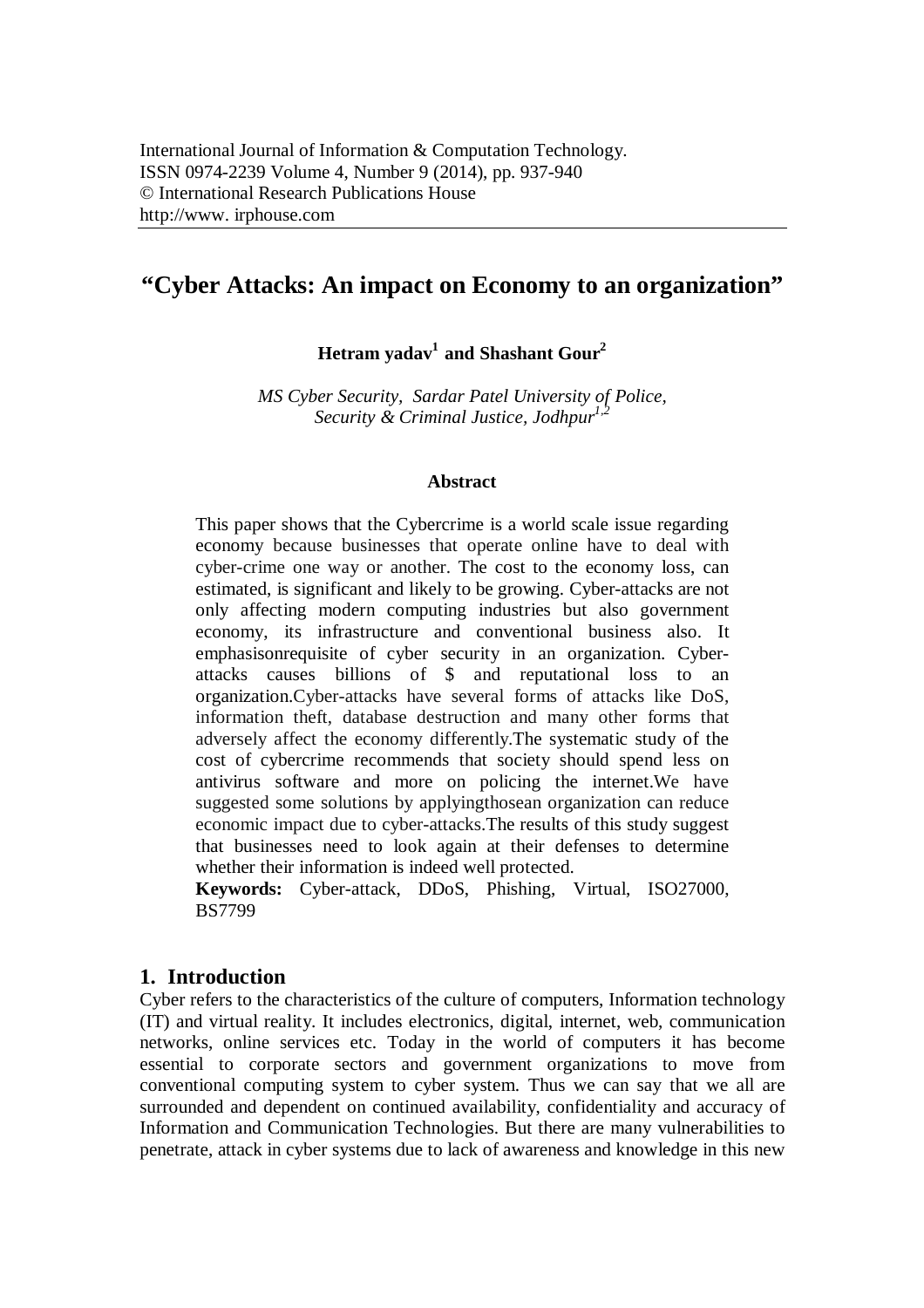International Journal of Information & Computation Technology.
ISSN 0974-2239 Volume 4, Number 9 (2014), pp. 937-940
© International Research Publications House
http://www. irphouse.com

# "Cyber Attacks: An impact on Economy to an organization"

**Hetram yadav[1] and Shashant Gour[2]**

*MS Cyber Security, Sardar Patel University of Police, Security & Criminal Justice, Jodhpur[1,2]*

### Abstract

This paper shows that the Cybercrime is a world scale issue regarding economy because businesses that operate online have to deal with cyber-crime one way or another. The cost to the economy loss, can estimated, is significant and likely to be growing. Cyber-attacks are not only affecting modern computing industries but also government economy, its infrastructure and conventional business also. It emphasisonrequisite of cyber security in an organization. Cyber-attacks causes billions of $ and reputational loss to an organization.Cyber-attacks have several forms of attacks like DoS, information theft, database destruction and many other forms that adversely affect the economy differently.The systematic study of the cost of cybercrime recommends that society should spend less on antivirus software and more on policing the internet.We have suggested some solutions by applyingthosean organization can reduce economic impact due to cyber-attacks.The results of this study suggest that businesses need to look again at their defenses to determine whether their information is indeed well protected.

**Keywords:** Cyber-attack, DDoS, Phishing, Virtual, ISO27000, BS7799

## 1. Introduction

Cyber refers to the characteristics of the culture of computers, Information technology (IT) and virtual reality. It includes electronics, digital, internet, web, communication networks, online services etc. Today in the world of computers it has become essential to corporate sectors and government organizations to move from conventional computing system to cyber system. Thus we can say that we all are surrounded and dependent on continued availability, confidentiality and accuracy of Information and Communication Technologies. But there are many vulnerabilities to penetrate, attack in cyber systems due to lack of awareness and knowledge in this new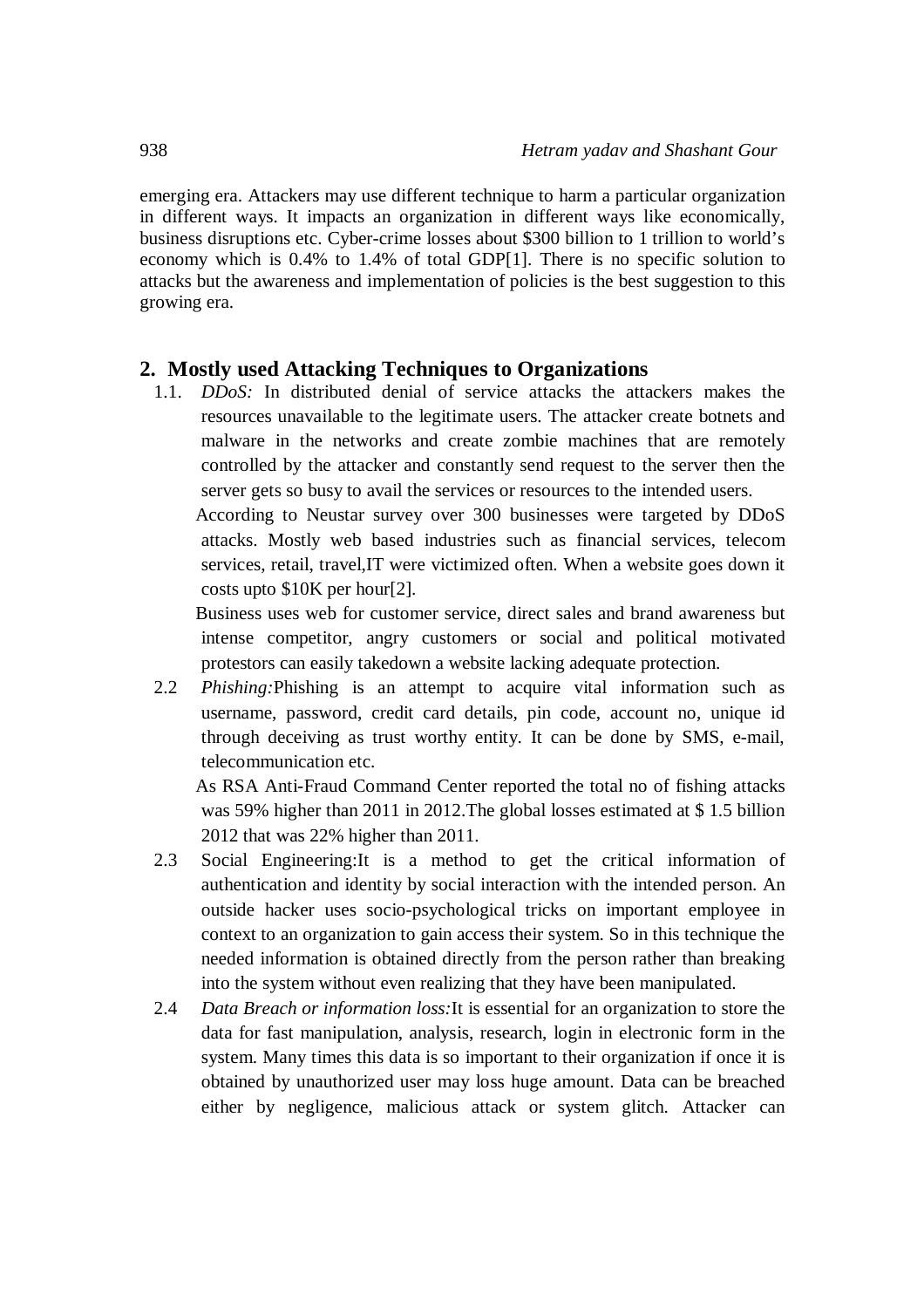emerging era. Attackers may use different technique to harm a particular organization in different ways. It impacts an organization in different ways like economically, business disruptions etc. Cyber-crime losses about $300 billion to 1 trillion to world's economy which is 0.4% to 1.4% of total GDP[1]. There is no specific solution to attacks but the awareness and implementation of policies is the best suggestion to this growing era.

## 2. Mostly used Attacking Techniques to Organizations

1.1. *DDoS:* In distributed denial of service attacks the attackers makes the resources unavailable to the legitimate users. The attacker create botnets and malware in the networks and create zombie machines that are remotely controlled by the attacker and constantly send request to the server then the server gets so busy to avail the services or resources to the intended users.

According to Neustar survey over 300 businesses were targeted by DDoS attacks. Mostly web based industries such as financial services, telecom services, retail, travel,IT were victimized often. When a website goes down it costs upto $10K per hour[2].

Business uses web for customer service, direct sales and brand awareness but intense competitor, angry customers or social and political motivated protestors can easily takedown a website lacking adequate protection.

2.2 *Phishing:*Phishing is an attempt to acquire vital information such as username, password, credit card details, pin code, account no, unique id through deceiving as trust worthy entity. It can be done by SMS, e-mail, telecommunication etc.

As RSA Anti-Fraud Command Center reported the total no of fishing attacks was 59% higher than 2011 in 2012.The global losses estimated at $ 1.5 billion 2012 that was 22% higher than 2011.

2.3 Social Engineering:It is a method to get the critical information of authentication and identity by social interaction with the intended person. An outside hacker uses socio-psychological tricks on important employee in context to an organization to gain access their system. So in this technique the needed information is obtained directly from the person rather than breaking into the system without even realizing that they have been manipulated.

2.4 *Data Breach or information loss:*It is essential for an organization to store the data for fast manipulation, analysis, research, login in electronic form in the system. Many times this data is so important to their organization if once it is obtained by unauthorized user may loss huge amount. Data can be breached either by negligence, malicious attack or system glitch. Attacker can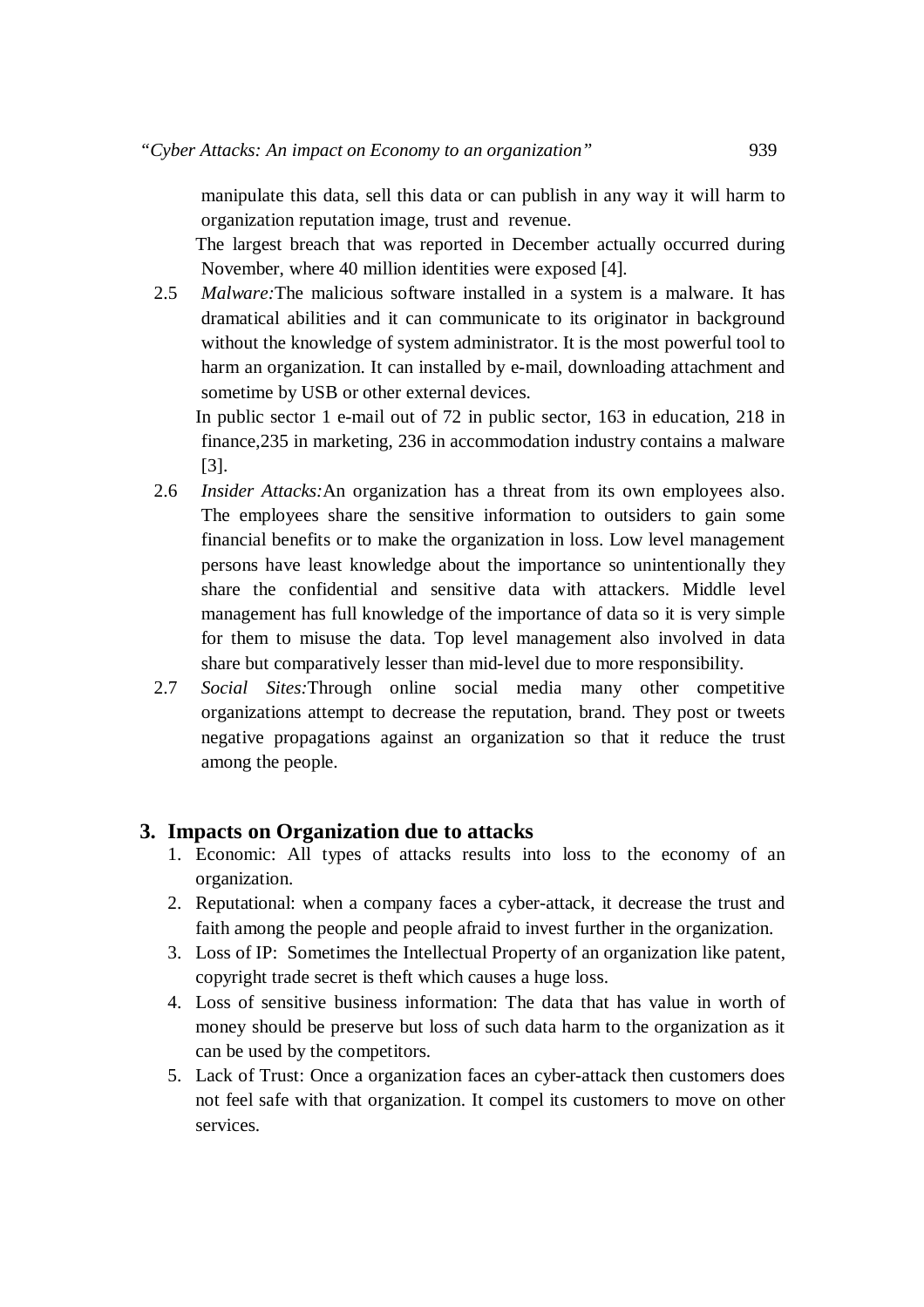manipulate this data, sell this data or can publish in any way it will harm to organization reputation image, trust and revenue.

The largest breach that was reported in December actually occurred during November, where 40 million identities were exposed [4].

2.5 *Malware:*The malicious software installed in a system is a malware. It has dramatical abilities and it can communicate to its originator in background without the knowledge of system administrator. It is the most powerful tool to harm an organization. It can installed by e-mail, downloading attachment and sometime by USB or other external devices.

In public sector 1 e-mail out of 72 in public sector, 163 in education, 218 in finance,235 in marketing, 236 in accommodation industry contains a malware [3].

2.6 *Insider Attacks:*An organization has a threat from its own employees also. The employees share the sensitive information to outsiders to gain some financial benefits or to make the organization in loss. Low level management persons have least knowledge about the importance so unintentionally they share the confidential and sensitive data with attackers. Middle level management has full knowledge of the importance of data so it is very simple for them to misuse the data. Top level management also involved in data share but comparatively lesser than mid-level due to more responsibility.

2.7 *Social Sites:*Through online social media many other competitive organizations attempt to decrease the reputation, brand. They post or tweets negative propagations against an organization so that it reduce the trust among the people.

## 3. Impacts on Organization due to attacks

1. Economic: All types of attacks results into loss to the economy of an organization.
2. Reputational: when a company faces a cyber-attack, it decrease the trust and faith among the people and people afraid to invest further in the organization.
3. Loss of IP: Sometimes the Intellectual Property of an organization like patent, copyright trade secret is theft which causes a huge loss.
4. Loss of sensitive business information: The data that has value in worth of money should be preserve but loss of such data harm to the organization as it can be used by the competitors.
5. Lack of Trust: Once a organization faces an cyber-attack then customers does not feel safe with that organization. It compel its customers to move on other services.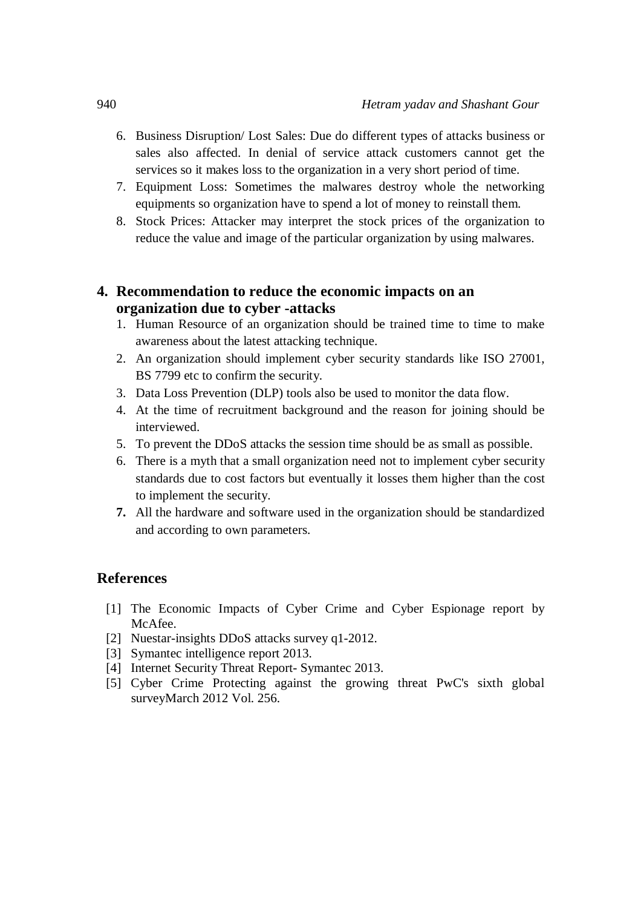6. Business Disruption/ Lost Sales: Due do different types of attacks business or sales also affected. In denial of service attack customers cannot get the services so it makes loss to the organization in a very short period of time.
7. Equipment Loss: Sometimes the malwares destroy whole the networking equipments so organization have to spend a lot of money to reinstall them.
8. Stock Prices: Attacker may interpret the stock prices of the organization to reduce the value and image of the particular organization by using malwares.

## 4. Recommendation to reduce the economic impacts on an organization due to cyber -attacks

1. Human Resource of an organization should be trained time to time to make awareness about the latest attacking technique.
2. An organization should implement cyber security standards like ISO 27001, BS 7799 etc to confirm the security.
3. Data Loss Prevention (DLP) tools also be used to monitor the data flow.
4. At the time of recruitment background and the reason for joining should be interviewed.
5. To prevent the DDoS attacks the session time should be as small as possible.
6. There is a myth that a small organization need not to implement cyber security standards due to cost factors but eventually it losses them higher than the cost to implement the security.
7. All the hardware and software used in the organization should be standardized and according to own parameters.

## References

[1] The Economic Impacts of Cyber Crime and Cyber Espionage report by McAfee.

[2] Nuestar-insights DDoS attacks survey q1-2012.

[3] Symantec intelligence report 2013.

[4] Internet Security Threat Report- Symantec 2013.

[5] Cyber Crime Protecting against the growing threat PwC's sixth global surveyMarch 2012 Vol. 256.